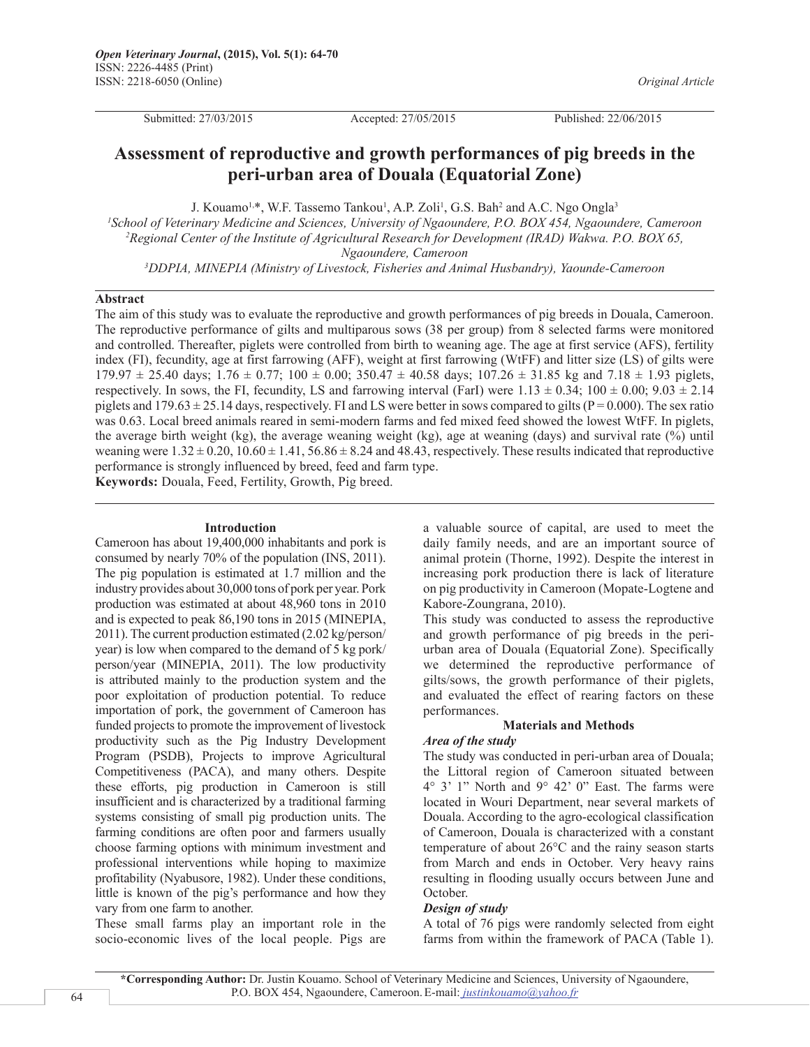Original Article

Submitted: 27/03/2015 Accepted: 27/05/2015 Published: 22/06/2015

# Assessment of reproductive and growth performances of pig breeds in the peri-urban area of Douala (Equatorial Zone)

J. Kouamo[1,*], W.F. Tassemo Tankou[1], A.P. Zoli[1], G.S. Bah[2] and A.C. Ngo Ongla[3]

[1]School of Veterinary Medicine and Sciences, University of Ngaoundere, P.O. BOX 454, Ngaoundere, Cameroon
[2]Regional Center of the Institute of Agricultural Research for Development (IRAD) Wakwa. P.O. BOX 65, Ngaoundere, Cameroon
[3]DDPIA, MINEPIA (Ministry of Livestock, Fisheries and Animal Husbandry), Yaounde-Cameroon

## Abstract

The aim of this study was to evaluate the reproductive and growth performances of pig breeds in Douala, Cameroon. The reproductive performance of gilts and multiparous sows (38 per group) from 8 selected farms were monitored and controlled. Thereafter, piglets were controlled from birth to weaning age. The age at first service (AFS), fertility index (FI), fecundity, age at first farrowing (AFF), weight at first farrowing (WtFF) and litter size (LS) of gilts were 179.97 ± 25.40 days; 1.76 ± 0.77; 100 ± 0.00; 350.47 ± 40.58 days; 107.26 ± 31.85 kg and 7.18 ± 1.93 piglets, respectively. In sows, the FI, fecundity, LS and farrowing interval (FarI) were 1.13 ± 0.34; 100 ± 0.00; 9.03 ± 2.14 piglets and 179.63 ± 25.14 days, respectively. FI and LS were better in sows compared to gilts (P = 0.000). The sex ratio was 0.63. Local breed animals reared in semi-modern farms and fed mixed feed showed the lowest WtFF. In piglets, the average birth weight (kg), the average weaning weight (kg), age at weaning (days) and survival rate (%) until weaning were 1.32 ± 0.20, 10.60 ± 1.41, 56.86 ± 8.24 and 48.43, respectively. These results indicated that reproductive performance is strongly influenced by breed, feed and farm type.

**Keywords:** Douala, Feed, Fertility, Growth, Pig breed.

## Introduction

Cameroon has about 19,400,000 inhabitants and pork is consumed by nearly 70% of the population (INS, 2011). The pig population is estimated at 1.7 million and the industry provides about 30,000 tons of pork per year. Pork production was estimated at about 48,960 tons in 2010 and is expected to peak 86,190 tons in 2015 (MINEPIA, 2011). The current production estimated (2.02 kg/person/year) is low when compared to the demand of 5 kg pork/person/year (MINEPIA, 2011). The low productivity is attributed mainly to the production system and the poor exploitation of production potential. To reduce importation of pork, the government of Cameroon has funded projects to promote the improvement of livestock productivity such as the Pig Industry Development Program (PSDB), Projects to improve Agricultural Competitiveness (PACA), and many others. Despite these efforts, pig production in Cameroon is still insufficient and is characterized by a traditional farming systems consisting of small pig production units. The farming conditions are often poor and farmers usually choose farming options with minimum investment and professional interventions while hoping to maximize profitability (Nyabusore, 1982). Under these conditions, little is known of the pig's performance and how they vary from one farm to another.

These small farms play an important role in the socio-economic lives of the local people. Pigs are a valuable source of capital, are used to meet the daily family needs, and are an important source of animal protein (Thorne, 1992). Despite the interest in increasing pork production there is lack of literature on pig productivity in Cameroon (Mopate-Logtene and Kabore-Zoungrana, 2010).

This study was conducted to assess the reproductive and growth performance of pig breeds in the peri-urban area of Douala (Equatorial Zone). Specifically we determined the reproductive performance of gilts/sows, the growth performance of their piglets, and evaluated the effect of rearing factors on these performances.

## Materials and Methods

### *Area of the study*

The study was conducted in peri-urban area of Douala; the Littoral region of Cameroon situated between 4° 3' 1" North and 9° 42' 0" East. The farms were located in Wouri Department, near several markets of Douala. According to the agro-ecological classification of Cameroon, Douala is characterized with a constant temperature of about 26°C and the rainy season starts from March and ends in October. Very heavy rains resulting in flooding usually occurs between June and October.

### *Design of study*

A total of 76 pigs were randomly selected from eight farms from within the framework of PACA (Table 1).

*Corresponding Author: Dr. Justin Kouamo. School of Veterinary Medicine and Sciences, University of Ngaoundere, P.O. BOX 454, Ngaoundere, Cameroon. E-mail: justinkouamo@yahoo.fr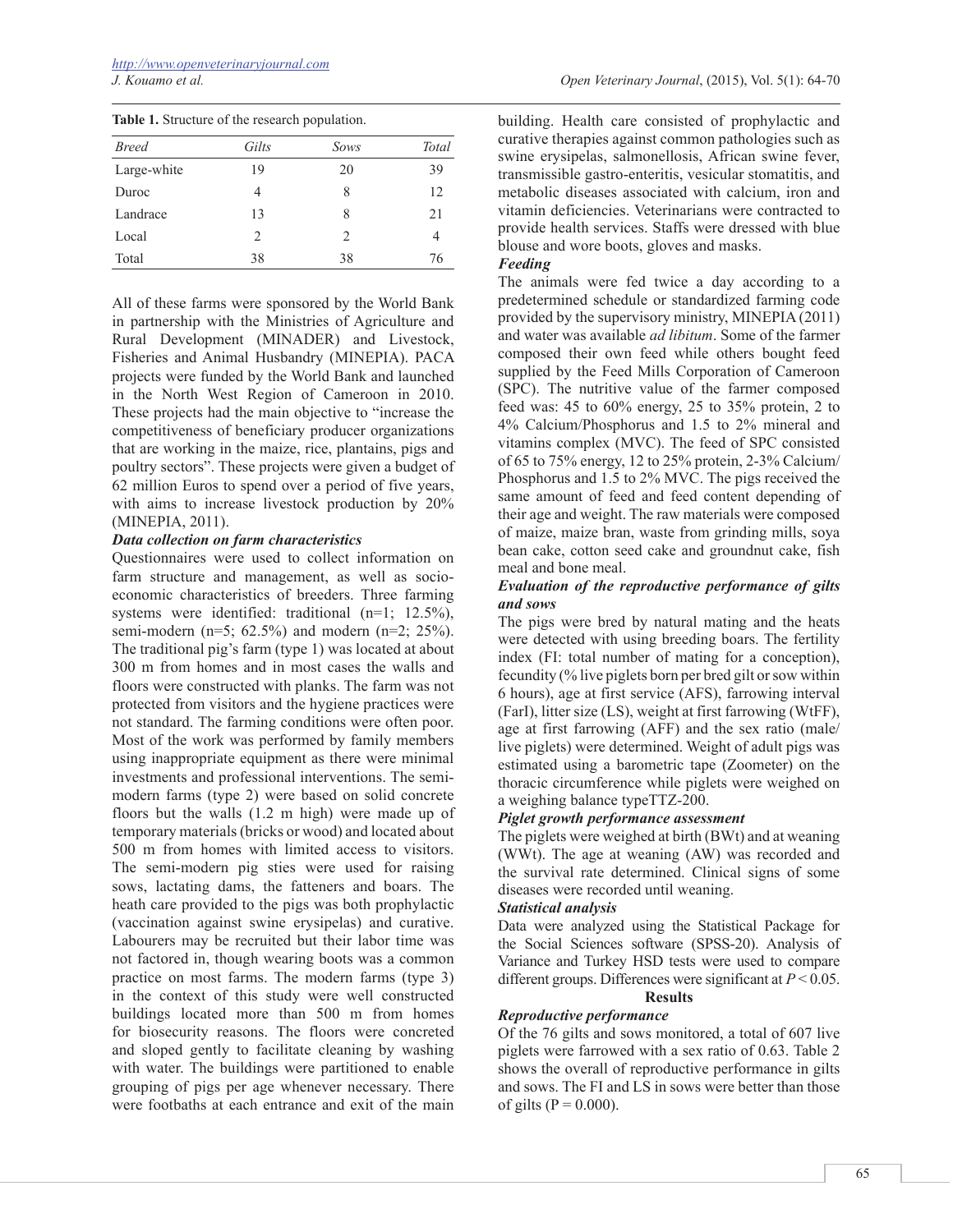**Table 1.** Structure of the research population.

| *Breed* | *Gilts* | *Sows* | *Total* |
|---|---|---|---|
| Large-white | 19 | 20 | 39 |
| Duroc | 4 | 8 | 12 |
| Landrace | 13 | 8 | 21 |
| Local | 2 | 2 | 4 |
| Total | 38 | 38 | 76 |

All of these farms were sponsored by the World Bank in partnership with the Ministries of Agriculture and Rural Development (MINADER) and Livestock, Fisheries and Animal Husbandry (MINEPIA). PACA projects were funded by the World Bank and launched in the North West Region of Cameroon in 2010. These projects had the main objective to "increase the competitiveness of beneficiary producer organizations that are working in the maize, rice, plantains, pigs and poultry sectors". These projects were given a budget of 62 million Euros to spend over a period of five years, with aims to increase livestock production by 20% (MINEPIA, 2011).

***Data collection on farm characteristics***

Questionnaires were used to collect information on farm structure and management, as well as socio-economic characteristics of breeders. Three farming systems were identified: traditional (n=1; 12.5%), semi-modern (n=5; 62.5%) and modern (n=2; 25%). The traditional pig's farm (type 1) was located at about 300 m from homes and in most cases the walls and floors were constructed with planks. The farm was not protected from visitors and the hygiene practices were not standard. The farming conditions were often poor. Most of the work was performed by family members using inappropriate equipment as there were minimal investments and professional interventions. The semi-modern farms (type 2) were based on solid concrete floors but the walls (1.2 m high) were made up of temporary materials (bricks or wood) and located about 500 m from homes with limited access to visitors. The semi-modern pig sties were used for raising sows, lactating dams, the fatteners and boars. The heath care provided to the pigs was both prophylactic (vaccination against swine erysipelas) and curative. Labourers may be recruited but their labor time was not factored in, though wearing boots was a common practice on most farms. The modern farms (type 3) in the context of this study were well constructed buildings located more than 500 m from homes for biosecurity reasons. The floors were concreted and sloped gently to facilitate cleaning by washing with water. The buildings were partitioned to enable grouping of pigs per age whenever necessary. There were footbaths at each entrance and exit of the main building. Health care consisted of prophylactic and curative therapies against common pathologies such as swine erysipelas, salmonellosis, African swine fever, transmissible gastro-enteritis, vesicular stomatitis, and metabolic diseases associated with calcium, iron and vitamin deficiencies. Veterinarians were contracted to provide health services. Staffs were dressed with blue blouse and wore boots, gloves and masks.

***Feeding***

The animals were fed twice a day according to a predetermined schedule or standardized farming code provided by the supervisory ministry, MINEPIA (2011) and water was available *ad libitum*. Some of the farmer composed their own feed while others bought feed supplied by the Feed Mills Corporation of Cameroon (SPC). The nutritive value of the farmer composed feed was: 45 to 60% energy, 25 to 35% protein, 2 to 4% Calcium/Phosphorus and 1.5 to 2% mineral and vitamins complex (MVC). The feed of SPC consisted of 65 to 75% energy, 12 to 25% protein, 2-3% Calcium/Phosphorus and 1.5 to 2% MVC. The pigs received the same amount of feed and feed content depending of their age and weight. The raw materials were composed of maize, maize bran, waste from grinding mills, soya bean cake, cotton seed cake and groundnut cake, fish meal and bone meal.

***Evaluation of the reproductive performance of gilts and sows***

The pigs were bred by natural mating and the heats were detected with using breeding boars. The fertility index (FI: total number of mating for a conception), fecundity (% live piglets born per bred gilt or sow within 6 hours), age at first service (AFS), farrowing interval (FarI), litter size (LS), weight at first farrowing (WtFF), age at first farrowing (AFF) and the sex ratio (male/live piglets) were determined. Weight of adult pigs was estimated using a barometric tape (Zoometer) on the thoracic circumference while piglets were weighed on a weighing balance typeTTZ-200.

***Piglet growth performance assessment***

The piglets were weighed at birth (BWt) and at weaning (WWt). The age at weaning (AW) was recorded and the survival rate determined. Clinical signs of some diseases were recorded until weaning.

***Statistical analysis***

Data were analyzed using the Statistical Package for the Social Sciences software (SPSS-20). Analysis of Variance and Turkey HSD tests were used to compare different groups. Differences were significant at $P < 0.05$.

## Results

***Reproductive performance***

Of the 76 gilts and sows monitored, a total of 607 live piglets were farrowed with a sex ratio of 0.63. Table 2 shows the overall of reproductive performance in gilts and sows. The FI and LS in sows were better than those of gilts ($P = 0.000$).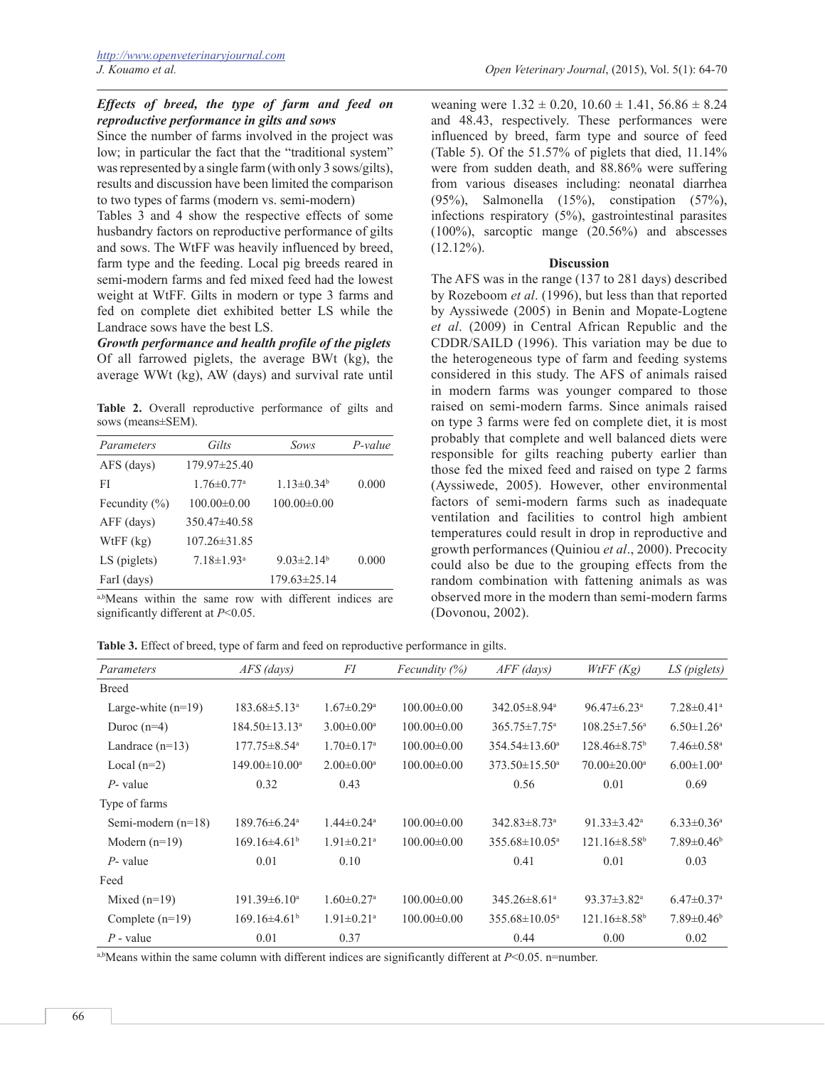***Effects of breed, the type of farm and feed on reproductive performance in gilts and sows***

Since the number of farms involved in the project was low; in particular the fact that the "traditional system" was represented by a single farm (with only 3 sows/gilts), results and discussion have been limited the comparison to two types of farms (modern vs. semi-modern)

Tables 3 and 4 show the respective effects of some husbandry factors on reproductive performance of gilts and sows. The WtFF was heavily influenced by breed, farm type and the feeding. Local pig breeds reared in semi-modern farms and fed mixed feed had the lowest weight at WtFF. Gilts in modern or type 3 farms and fed on complete diet exhibited better LS while the Landrace sows have the best LS.

***Growth performance and health profile of the piglets***

Of all farrowed piglets, the average BWt (kg), the average WWt (kg), AW (days) and survival rate until weaning were 1.32 ± 0.20, 10.60 ± 1.41, 56.86 ± 8.24 and 48.43, respectively. These performances were influenced by breed, farm type and source of feed (Table 5). Of the 51.57% of piglets that died, 11.14% were from sudden death, and 88.86% were suffering from various diseases including: neonatal diarrhea (95%), Salmonella (15%), constipation (57%), infections respiratory (5%), gastrointestinal parasites (100%), sarcoptic mange (20.56%) and abscesses (12.12%).

**Table 2.** Overall reproductive performance of gilts and sows (means±SEM).

| *Parameters* | *Gilts* | *Sows* | *P-value* |
|---|---|---|---|
| AFS (days) | 179.97±25.40 | | |
| FI | 1.76±0.77[a] | 1.13±0.34[b] | 0.000 |
| Fecundity (%) | 100.00±0.00 | 100.00±0.00 | |
| AFF (days) | 350.47±40.58 | | |
| WtFF (kg) | 107.26±31.85 | | |
| LS (piglets) | 7.18±1.93[a] | 9.03±2.14[b] | 0.000 |
| FarI (days) | | 179.63±25.14 | |

[a,b]Means within the same row with different indices are significantly different at $P<0.05$.

## Discussion

The AFS was in the range (137 to 281 days) described by Rozeboom *et al*. (1996), but less than that reported by Ayssiwede (2005) in Benin and Mopate-Logtene *et al*. (2009) in Central African Republic and the CDDR/SAILD (1996). This variation may be due to the heterogeneous type of farm and feeding systems considered in this study. The AFS of animals raised in modern farms was younger compared to those raised on semi-modern farms. Since animals raised on type 3 farms were fed on complete diet, it is most probably that complete and well balanced diets were responsible for gilts reaching puberty earlier than those fed the mixed feed and raised on type 2 farms (Ayssiwede, 2005). However, other environmental factors of semi-modern farms such as inadequate ventilation and facilities to control high ambient temperatures could result in drop in reproductive and growth performances (Quiniou *et al*., 2000). Precocity could also be due to the grouping effects from the random combination with fattening animals as was observed more in the modern than semi-modern farms (Dovonou, 2002).

**Table 3.** Effect of breed, type of farm and feed on reproductive performance in gilts.

| *Parameters* | *AFS (days)* | *FI* | *Fecundity (%)* | *AFF (days)* | *WtFF (Kg)* | *LS (piglets)* |
|---|---|---|---|---|---|---|
| Breed | | | | | | |
| Large-white (n=19) | 183.68±5.13[a] | 1.67±0.29[a] | 100.00±0.00 | 342.05±8.94[a] | 96.47±6.23[a] | 7.28±0.41[a] |
| Duroc (n=4) | 184.50±13.13[a] | 3.00±0.00[a] | 100.00±0.00 | 365.75±7.75[a] | 108.25±7.56[a] | 6.50±1.26[a] |
| Landrace (n=13) | 177.75±8.54[a] | 1.70±0.17[a] | 100.00±0.00 | 354.54±13.60[a] | 128.46±8.75[b] | 7.46±0.58[a] |
| Local (n=2) | 149.00±10.00[a] | 2.00±0.00[a] | 100.00±0.00 | 373.50±15.50[a] | 70.00±20.00[a] | 6.00±1.00[a] |
| *P*- value | 0.32 | 0.43 | | 0.56 | 0.01 | 0.69 |
| Type of farms | | | | | | |
| Semi-modern (n=18) | 189.76±6.24[a] | 1.44±0.24[a] | 100.00±0.00 | 342.83±8.73[a] | 91.33±3.42[a] | 6.33±0.36[a] |
| Modern (n=19) | 169.16±4.61[b] | 1.91±0.21[a] | 100.00±0.00 | 355.68±10.05[a] | 121.16±8.58[b] | 7.89±0.46[b] |
| *P*- value | 0.01 | 0.10 | | 0.41 | 0.01 | 0.03 |
| Feed | | | | | | |
| Mixed (n=19) | 191.39±6.10[a] | 1.60±0.27[a] | 100.00±0.00 | 345.26±8.61[a] | 93.37±3.82[a] | 6.47±0.37[a] |
| Complete (n=19) | 169.16±4.61[b] | 1.91±0.21[a] | 100.00±0.00 | 355.68±10.05[a] | 121.16±8.58[b] | 7.89±0.46[b] |
| *P* - value | 0.01 | 0.37 | | 0.44 | 0.00 | 0.02 |

[a,b]Means within the same column with different indices are significantly different at $P<0.05$. n=number.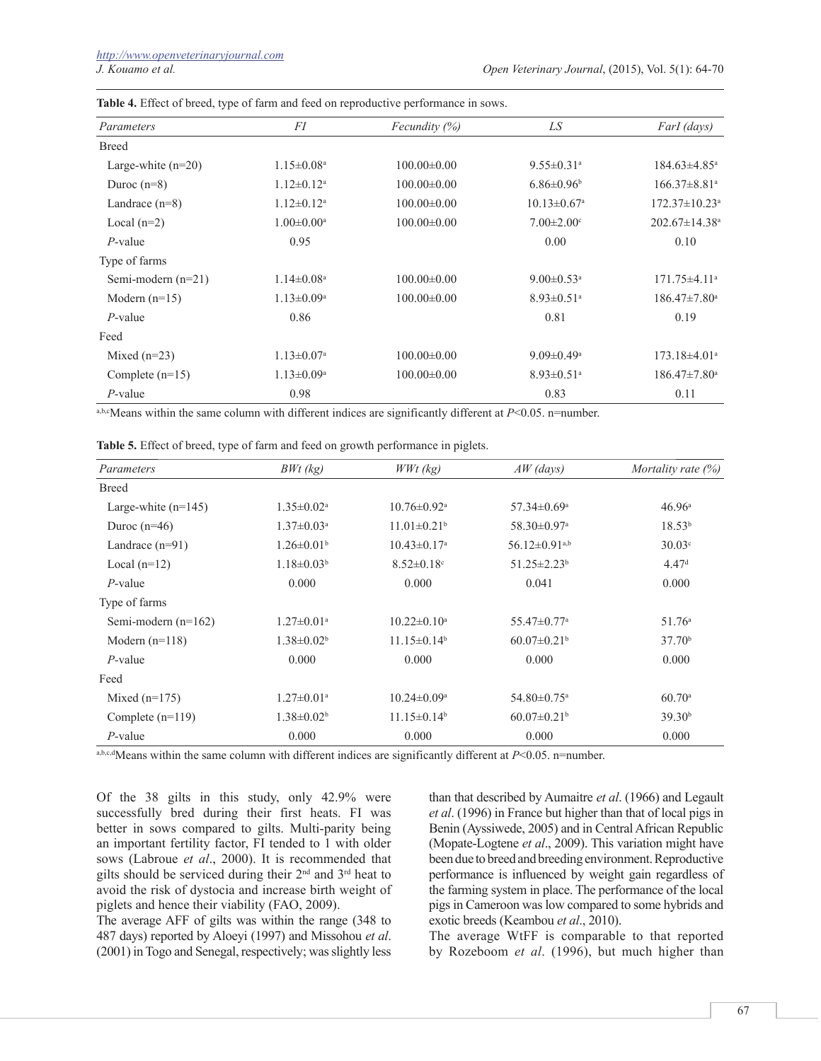**Table 4.** Effect of breed, type of farm and feed on reproductive performance in sows.

| *Parameters* | *FI* | *Fecundity (%)* | *LS* | *FarI (days)* |
|---|---|---|---|---|
| Breed | | | | |
| Large-white (n=20) | 1.15±0.08[a] | 100.00±0.00 | 9.55±0.31[a] | 184.63±4.85[a] |
| Duroc (n=8) | 1.12±0.12[a] | 100.00±0.00 | 6.86±0.96[b] | 166.37±8.81[a] |
| Landrace (n=8) | 1.12±0.12[a] | 100.00±0.00 | 10.13±0.67[a] | 172.37±10.23[a] |
| Local (n=2) | 1.00±0.00[a] | 100.00±0.00 | 7.00±2.00[c] | 202.67±14.38[a] |
| *P*-value | 0.95 | | 0.00 | 0.10 |
| Type of farms | | | | |
| Semi-modern (n=21) | 1.14±0.08[a] | 100.00±0.00 | 9.00±0.53[a] | 171.75±4.11[a] |
| Modern (n=15) | 1.13±0.09[a] | 100.00±0.00 | 8.93±0.51[a] | 186.47±7.80[a] |
| *P*-value | 0.86 | | 0.81 | 0.19 |
| Feed | | | | |
| Mixed (n=23) | 1.13±0.07[a] | 100.00±0.00 | 9.09±0.49[a] | 173.18±4.01[a] |
| Complete (n=15) | 1.13±0.09[a] | 100.00±0.00 | 8.93±0.51[a] | 186.47±7.80[a] |
| *P*-value | 0.98 | | 0.83 | 0.11 |

[a,b,c]Means within the same column with different indices are significantly different at $P<0.05$. n=number.

**Table 5.** Effect of breed, type of farm and feed on growth performance in piglets.

| *Parameters* | *BWt (kg)* | *WWt (kg)* | *AW (days)* | *Mortality rate (%)* |
|---|---|---|---|---|
| Breed | | | | |
| Large-white (n=145) | 1.35±0.02[a] | 10.76±0.92[a] | 57.34±0.69[a] | 46.96[a] |
| Duroc (n=46) | 1.37±0.03[a] | 11.01±0.21[b] | 58.30±0.97[a] | 18.53[b] |
| Landrace (n=91) | 1.26±0.01[b] | 10.43±0.17[a] | 56.12±0.91[a,b] | 30.03[c] |
| Local (n=12) | 1.18±0.03[b] | 8.52±0.18[c] | 51.25±2.23[b] | 4.47[d] |
| *P*-value | 0.000 | 0.000 | 0.041 | 0.000 |
| Type of farms | | | | |
| Semi-modern (n=162) | 1.27±0.01[a] | 10.22±0.10[a] | 55.47±0.77[a] | 51.76[a] |
| Modern (n=118) | 1.38±0.02[b] | 11.15±0.14[b] | 60.07±0.21[b] | 37.70[b] |
| *P*-value | 0.000 | 0.000 | 0.000 | 0.000 |
| Feed | | | | |
| Mixed (n=175) | 1.27±0.01[a] | 10.24±0.09[a] | 54.80±0.75[a] | 60.70[a] |
| Complete (n=119) | 1.38±0.02[b] | 11.15±0.14[b] | 60.07±0.21[b] | 39.30[b] |
| *P*-value | 0.000 | 0.000 | 0.000 | 0.000 |

[a,b,c,d]Means within the same column with different indices are significantly different at $P<0.05$. n=number.

Of the 38 gilts in this study, only 42.9% were successfully bred during their first heats. FI was better in sows compared to gilts. Multi-parity being an important fertility factor, FI tended to 1 with older sows (Labroue *et al*., 2000). It is recommended that gilts should be serviced during their 2[nd] and 3[rd] heat to avoid the risk of dystocia and increase birth weight of piglets and hence their viability (FAO, 2009).

The average AFF of gilts was within the range (348 to 487 days) reported by Aloeyi (1997) and Missohou *et al*. (2001) in Togo and Senegal, respectively; was slightly less than that described by Aumaitre *et al*. (1966) and Legault *et al*. (1996) in France but higher than that of local pigs in Benin (Ayssiwede, 2005) and in Central African Republic (Mopate-Logtene *et al*., 2009). This variation might have been due to breed and breeding environment. Reproductive performance is influenced by weight gain regardless of the farming system in place. The performance of the local pigs in Cameroon was low compared to some hybrids and exotic breeds (Keambou *et al*., 2010).

The average WtFF is comparable to that reported by Rozeboom *et al*. (1996), but much higher than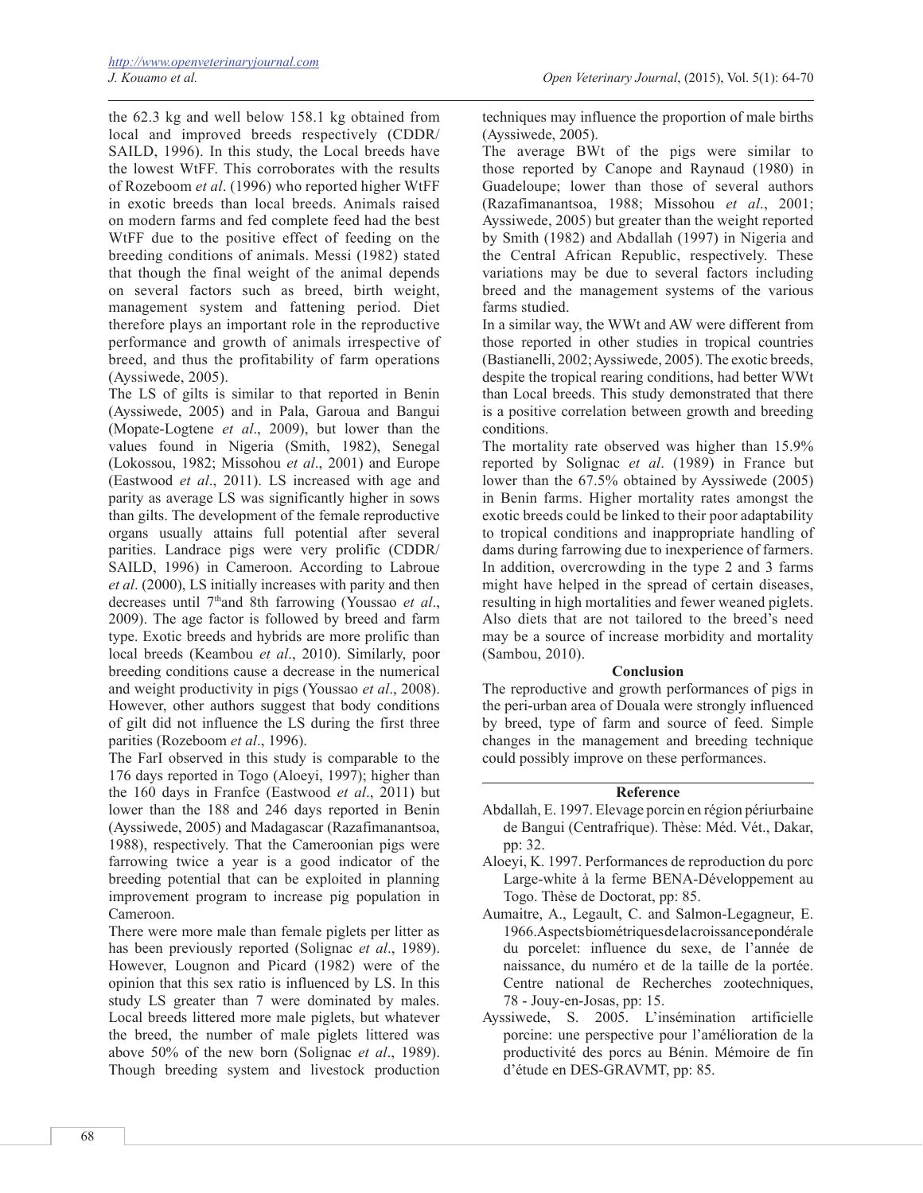the 62.3 kg and well below 158.1 kg obtained from local and improved breeds respectively (CDDR/SAILD, 1996). In this study, the Local breeds have the lowest WtFF. This corroborates with the results of Rozeboom *et al*. (1996) who reported higher WtFF in exotic breeds than local breeds. Animals raised on modern farms and fed complete feed had the best WtFF due to the positive effect of feeding on the breeding conditions of animals. Messi (1982) stated that though the final weight of the animal depends on several factors such as breed, birth weight, management system and fattening period. Diet therefore plays an important role in the reproductive performance and growth of animals irrespective of breed, and thus the profitability of farm operations (Ayssiwede, 2005).

The LS of gilts is similar to that reported in Benin (Ayssiwede, 2005) and in Pala, Garoua and Bangui (Mopate-Logtene *et al*., 2009), but lower than the values found in Nigeria (Smith, 1982), Senegal (Lokossou, 1982; Missohou *et al*., 2001) and Europe (Eastwood *et al*., 2011). LS increased with age and parity as average LS was significantly higher in sows than gilts. The development of the female reproductive organs usually attains full potential after several parities. Landrace pigs were very prolific (CDDR/SAILD, 1996) in Cameroon. According to Labroue *et al*. (2000), LS initially increases with parity and then decreases until 7th and 8th farrowing (Youssao *et al*., 2009). The age factor is followed by breed and farm type. Exotic breeds and hybrids are more prolific than local breeds (Keambou *et al*., 2010). Similarly, poor breeding conditions cause a decrease in the numerical and weight productivity in pigs (Youssao *et al*., 2008). However, other authors suggest that body conditions of gilt did not influence the LS during the first three parities (Rozeboom *et al*., 1996).

The FarI observed in this study is comparable to the 176 days reported in Togo (Aloeyi, 1997); higher than the 160 days in Franfce (Eastwood *et al*., 2011) but lower than the 188 and 246 days reported in Benin (Ayssiwede, 2005) and Madagascar (Razafimanantsoa, 1988), respectively. That the Cameroonian pigs were farrowing twice a year is a good indicator of the breeding potential that can be exploited in planning improvement program to increase pig population in Cameroon.

There were more male than female piglets per litter as has been previously reported (Solignac *et al*., 1989). However, Lougnon and Picard (1982) were of the opinion that this sex ratio is influenced by LS. In this study LS greater than 7 were dominated by males. Local breeds littered more male piglets, but whatever the breed, the number of male piglets littered was above 50% of the new born (Solignac *et al*., 1989). Though breeding system and livestock production techniques may influence the proportion of male births (Ayssiwede, 2005).

The average BWt of the pigs were similar to those reported by Canope and Raynaud (1980) in Guadeloupe; lower than those of several authors (Razafimanantsoa, 1988; Missohou *et al*., 2001; Ayssiwede, 2005) but greater than the weight reported by Smith (1982) and Abdallah (1997) in Nigeria and the Central African Republic, respectively. These variations may be due to several factors including breed and the management systems of the various farms studied.

In a similar way, the WWt and AW were different from those reported in other studies in tropical countries (Bastianelli, 2002; Ayssiwede, 2005). The exotic breeds, despite the tropical rearing conditions, had better WWt than Local breeds. This study demonstrated that there is a positive correlation between growth and breeding conditions.

The mortality rate observed was higher than 15.9% reported by Solignac *et al*. (1989) in France but lower than the 67.5% obtained by Ayssiwede (2005) in Benin farms. Higher mortality rates amongst the exotic breeds could be linked to their poor adaptability to tropical conditions and inappropriate handling of dams during farrowing due to inexperience of farmers. In addition, overcrowding in the type 2 and 3 farms might have helped in the spread of certain diseases, resulting in high mortalities and fewer weaned piglets. Also diets that are not tailored to the breed's need may be a source of increase morbidity and mortality (Sambou, 2010).

## Conclusion

The reproductive and growth performances of pigs in the peri-urban area of Douala were strongly influenced by breed, type of farm and source of feed. Simple changes in the management and breeding technique could possibly improve on these performances.

## Reference

Abdallah, E. 1997. Elevage porcin en région périurbaine de Bangui (Centrafrique). Thèse: Méd. Vét., Dakar, pp: 32.

Aloeyi, K. 1997. Performances de reproduction du porc Large-white à la ferme BENA-Développement au Togo. Thèse de Doctorat, pp: 85.

Aumaitre, A., Legault, C. and Salmon-Legagneur, E. 1966. Aspects biométriques de la croissance pondérale du porcelet: influence du sexe, de l'année de naissance, du numéro et de la taille de la portée. Centre national de Recherches zootechniques, 78 - Jouy-en-Josas, pp: 15.

Ayssiwede, S. 2005. L'insémination artificielle porcine: une perspective pour l'amélioration de la productivité des porcs au Bénin. Mémoire de fin d'étude en DES-GRAVMT, pp: 85.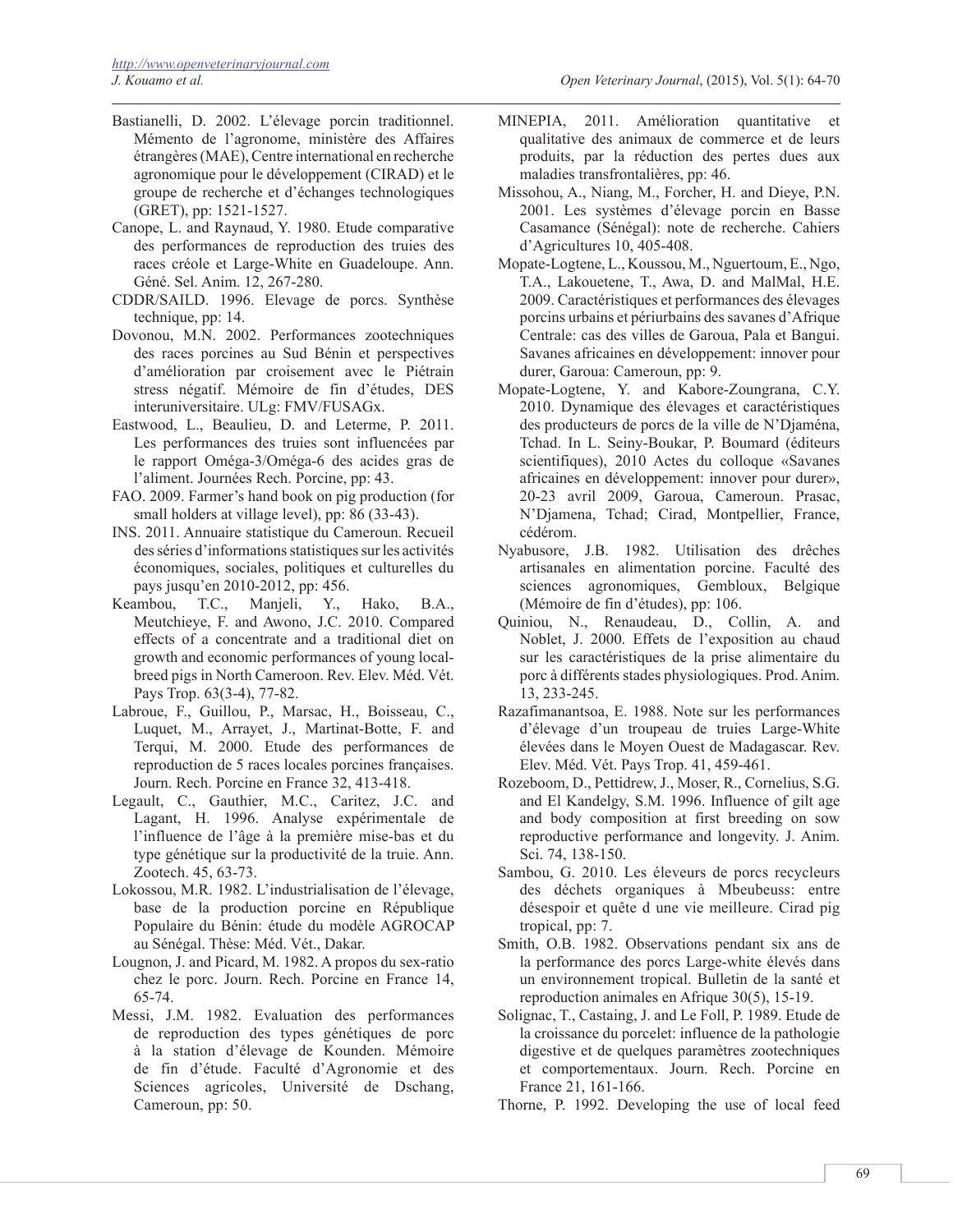Bastianelli, D. 2002. L'élevage porcin traditionnel. Mémento de l'agronome, ministère des Affaires étrangères (MAE), Centre international en recherche agronomique pour le développement (CIRAD) et le groupe de recherche et d'échanges technologiques (GRET), pp: 1521-1527.

Canope, L. and Raynaud, Y. 1980. Etude comparative des performances de reproduction des truies des races créole et Large-White en Guadeloupe. Ann. Géné. Sel. Anim. 12, 267-280.

CDDR/SAILD. 1996. Elevage de porcs. Synthèse technique, pp: 14.

Dovonou, M.N. 2002. Performances zootechniques des races porcines au Sud Bénin et perspectives d'amélioration par croisement avec le Piétrain stress négatif. Mémoire de fin d'études, DES interuniversitaire. ULg: FMV/FUSAGx.

Eastwood, L., Beaulieu, D. and Leterme, P. 2011. Les performances des truies sont influencées par le rapport Oméga-3/Oméga-6 des acides gras de l'aliment. Journées Rech. Porcine, pp: 43.

FAO. 2009. Farmer's hand book on pig production (for small holders at village level), pp: 86 (33-43).

INS. 2011. Annuaire statistique du Cameroun. Recueil des séries d'informations statistiques sur les activités économiques, sociales, politiques et culturelles du pays jusqu'en 2010-2012, pp: 456.

Keambou, T.C., Manjeli, Y., Hako, B.A., Meutchieye, F. and Awono, J.C. 2010. Compared effects of a concentrate and a traditional diet on growth and economic performances of young local-breed pigs in North Cameroon. Rev. Elev. Méd. Vét. Pays Trop. 63(3-4), 77-82.

Labroue, F., Guillou, P., Marsac, H., Boisseau, C., Luquet, M., Arrayet, J., Martinat-Botte, F. and Terqui, M. 2000. Etude des performances de reproduction de 5 races locales porcines françaises. Journ. Rech. Porcine en France 32, 413-418.

Legault, C., Gauthier, M.C., Caritez, J.C. and Lagant, H. 1996. Analyse expérimentale de l'influence de l'âge à la première mise-bas et du type génétique sur la productivité de la truie. Ann. Zootech. 45, 63-73.

Lokossou, M.R. 1982. L'industrialisation de l'élevage, base de la production porcine en République Populaire du Bénin: étude du modèle AGROCAP au Sénégal. Thèse: Méd. Vét., Dakar.

Lougnon, J. and Picard, M. 1982. A propos du sex-ratio chez le porc. Journ. Rech. Porcine en France 14, 65-74.

Messi, J.M. 1982. Evaluation des performances de reproduction des types génétiques de porc à la station d'élevage de Kounden. Mémoire de fin d'étude. Faculté d'Agronomie et des Sciences agricoles, Université de Dschang, Cameroun, pp: 50.

MINEPIA, 2011. Amélioration quantitative et qualitative des animaux de commerce et de leurs produits, par la réduction des pertes dues aux maladies transfrontalières, pp: 46.

Missohou, A., Niang, M., Forcher, H. and Dieye, P.N. 2001. Les systèmes d'élevage porcin en Basse Casamance (Sénégal): note de recherche. Cahiers d'Agricultures 10, 405-408.

Mopate-Logtene, L., Koussou, M., Nguertoum, E., Ngo, T.A., Lakouetene, T., Awa, D. and MalMal, H.E. 2009. Caractéristiques et performances des élevages porcins urbains et périurbains des savanes d'Afrique Centrale: cas des villes de Garoua, Pala et Bangui. Savanes africaines en développement: innover pour durer, Garoua: Cameroun, pp: 9.

Mopate-Logtene, Y. and Kabore-Zoungrana, C.Y. 2010. Dynamique des élevages et caractéristiques des producteurs de porcs de la ville de N'Djaména, Tchad. In L. Seiny-Boukar, P. Boumard (éditeurs scientifiques), 2010 Actes du colloque «Savanes africaines en développement: innover pour durer», 20-23 avril 2009, Garoua, Cameroun. Prasac, N'Djamena, Tchad; Cirad, Montpellier, France, cédérom.

Nyabusore, J.B. 1982. Utilisation des drêches artisanales en alimentation porcine. Faculté des sciences agronomiques, Gembloux, Belgique (Mémoire de fin d'études), pp: 106.

Quiniou, N., Renaudeau, D., Collin, A. and Noblet, J. 2000. Effets de l'exposition au chaud sur les caractéristiques de la prise alimentaire du porc à différents stades physiologiques. Prod. Anim. 13, 233-245.

Razafimanantsoa, E. 1988. Note sur les performances d'élevage d'un troupeau de truies Large-White élevées dans le Moyen Ouest de Madagascar. Rev. Elev. Méd. Vét. Pays Trop. 41, 459-461.

Rozeboom, D., Pettidrew, J., Moser, R., Cornelius, S.G. and El Kandelgy, S.M. 1996. Influence of gilt age and body composition at first breeding on sow reproductive performance and longevity. J. Anim. Sci. 74, 138-150.

Sambou, G. 2010. Les éleveurs de porcs recycleurs des déchets organiques à Mbeubeuss: entre désespoir et quête d une vie meilleure. Cirad pig tropical, pp: 7.

Smith, O.B. 1982. Observations pendant six ans de la performance des porcs Large-white élevés dans un environnement tropical. Bulletin de la santé et reproduction animales en Afrique 30(5), 15-19.

Solignac, T., Castaing, J. and Le Foll, P. 1989. Etude de la croissance du porcelet: influence de la pathologie digestive et de quelques paramètres zootechniques et comportementaux. Journ. Rech. Porcine en France 21, 161-166.

Thorne, P. 1992. Developing the use of local feed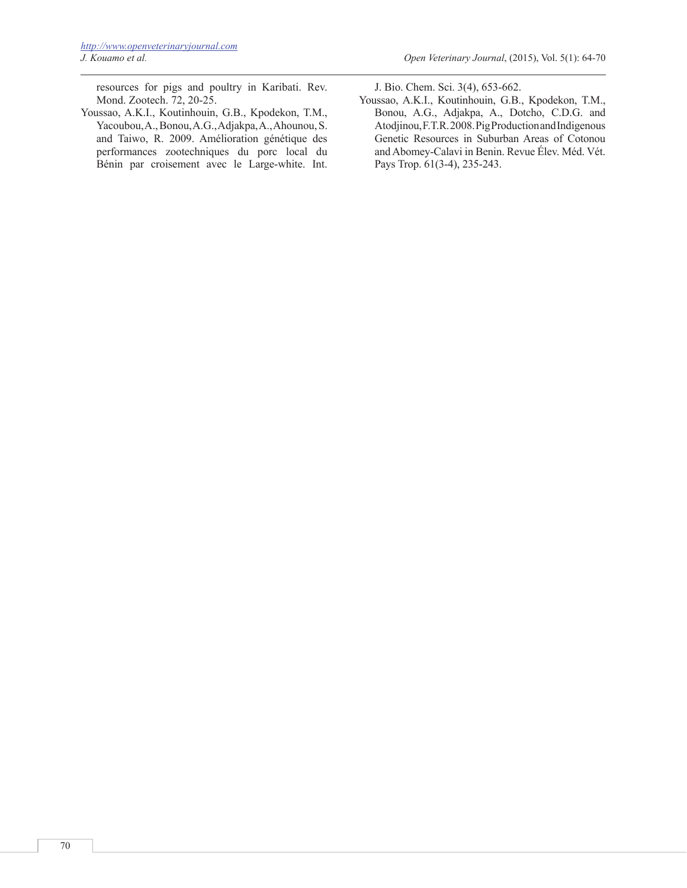resources for pigs and poultry in Karibati. Rev. Mond. Zootech. 72, 20-25.

Youssao, A.K.I., Koutinhouin, G.B., Kpodekon, T.M., Yacoubou, A., Bonou, A.G., Adjakpa, A., Ahounou, S. and Taiwo, R. 2009. Amélioration génétique des performances zootechniques du porc local du Bénin par croisement avec le Large-white. Int. J. Bio. Chem. Sci. 3(4), 653-662.

Youssao, A.K.I., Koutinhouin, G.B., Kpodekon, T.M., Bonou, A.G., Adjakpa, A., Dotcho, C.D.G. and Atodjinou, F.T.R. 2008. Pig Production and Indigenous Genetic Resources in Suburban Areas of Cotonou and Abomey-Calavi in Benin. Revue Élev. Méd. Vét. Pays Trop. 61(3-4), 235-243.